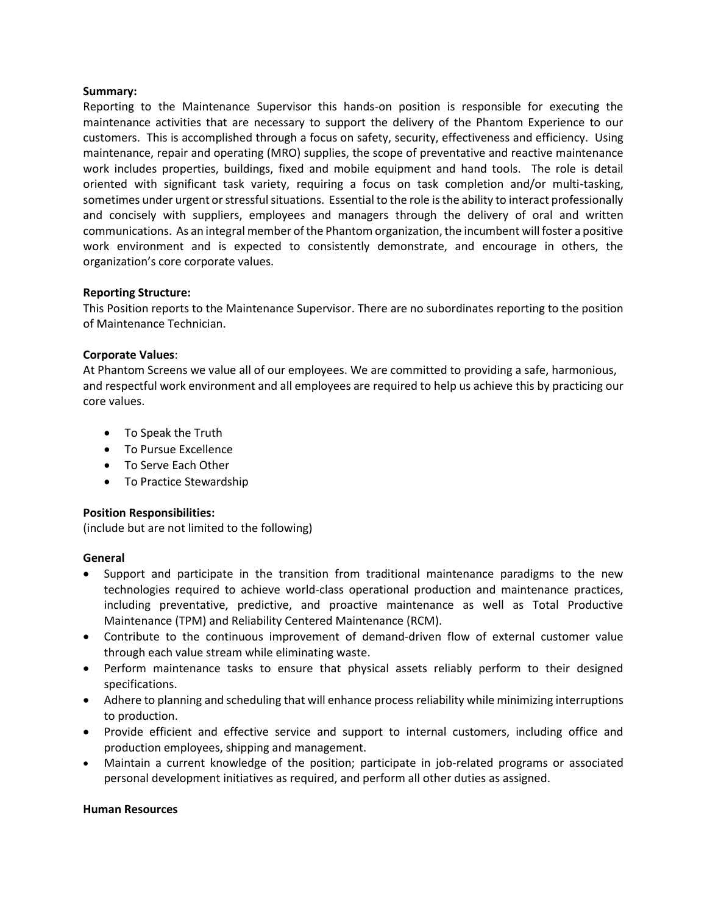**Summary:**

Reporting to the Maintenance Supervisor this hands-on position is responsible for executing the maintenance activities that are necessary to support the delivery of the Phantom Experience to our customers. This is accomplished through a focus on safety, security, effectiveness and efficiency. Using maintenance, repair and operating (MRO) supplies, the scope of preventative and reactive maintenance work includes properties, buildings, fixed and mobile equipment and hand tools. The role is detail oriented with significant task variety, requiring a focus on task completion and/or multi-tasking, sometimes under urgent or stressful situations. Essential to the role is the ability to interact professionally and concisely with suppliers, employees and managers through the delivery of oral and written communications. As an integral member of the Phantom organization, the incumbent will foster a positive work environment and is expected to consistently demonstrate, and encourage in others, the organization's core corporate values.

**Reporting Structure:**

This Position reports to the Maintenance Supervisor. There are no subordinates reporting to the position of Maintenance Technician.

**Corporate Values**:

At Phantom Screens we value all of our employees. We are committed to providing a safe, harmonious, and respectful work environment and all employees are required to help us achieve this by practicing our core values.

- To Speak the Truth
- To Pursue Excellence
- To Serve Each Other
- To Practice Stewardship

**Position Responsibilities:**

(include but are not limited to the following)

**General**

- Support and participate in the transition from traditional maintenance paradigms to the new technologies required to achieve world-class operational production and maintenance practices, including preventative, predictive, and proactive maintenance as well as Total Productive Maintenance (TPM) and Reliability Centered Maintenance (RCM).
- Contribute to the continuous improvement of demand-driven flow of external customer value through each value stream while eliminating waste.
- Perform maintenance tasks to ensure that physical assets reliably perform to their designed specifications.
- Adhere to planning and scheduling that will enhance process reliability while minimizing interruptions to production.
- Provide efficient and effective service and support to internal customers, including office and production employees, shipping and management.
- Maintain a current knowledge of the position; participate in job-related programs or associated personal development initiatives as required, and perform all other duties as assigned.

**Human Resources**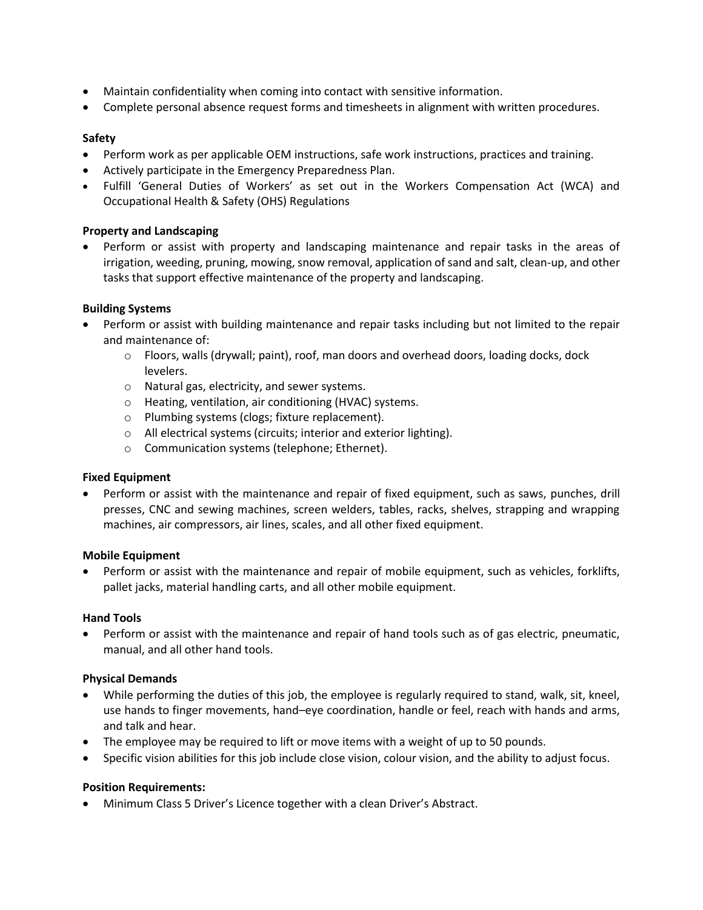- Maintain confidentiality when coming into contact with sensitive information.
- Complete personal absence request forms and timesheets in alignment with written procedures.

**Safety**

- Perform work as per applicable OEM instructions, safe work instructions, practices and training.
- Actively participate in the Emergency Preparedness Plan.
- Fulfill 'General Duties of Workers' as set out in the Workers Compensation Act (WCA) and Occupational Health & Safety (OHS) Regulations

**Property and Landscaping**

- Perform or assist with property and landscaping maintenance and repair tasks in the areas of irrigation, weeding, pruning, mowing, snow removal, application of sand and salt, clean-up, and other tasks that support effective maintenance of the property and landscaping.

**Building Systems**

- Perform or assist with building maintenance and repair tasks including but not limited to the repair and maintenance of:
  - Floors, walls (drywall; paint), roof, man doors and overhead doors, loading docks, dock levelers.
  - Natural gas, electricity, and sewer systems.
  - Heating, ventilation, air conditioning (HVAC) systems.
  - Plumbing systems (clogs; fixture replacement).
  - All electrical systems (circuits; interior and exterior lighting).
  - Communication systems (telephone; Ethernet).

**Fixed Equipment**

- Perform or assist with the maintenance and repair of fixed equipment, such as saws, punches, drill presses, CNC and sewing machines, screen welders, tables, racks, shelves, strapping and wrapping machines, air compressors, air lines, scales, and all other fixed equipment.

**Mobile Equipment**

- Perform or assist with the maintenance and repair of mobile equipment, such as vehicles, forklifts, pallet jacks, material handling carts, and all other mobile equipment.

**Hand Tools**

- Perform or assist with the maintenance and repair of hand tools such as of gas electric, pneumatic, manual, and all other hand tools.

**Physical Demands**

- While performing the duties of this job, the employee is regularly required to stand, walk, sit, kneel, use hands to finger movements, hand–eye coordination, handle or feel, reach with hands and arms, and talk and hear.
- The employee may be required to lift or move items with a weight of up to 50 pounds.
- Specific vision abilities for this job include close vision, colour vision, and the ability to adjust focus.

**Position Requirements:**

- Minimum Class 5 Driver's Licence together with a clean Driver's Abstract.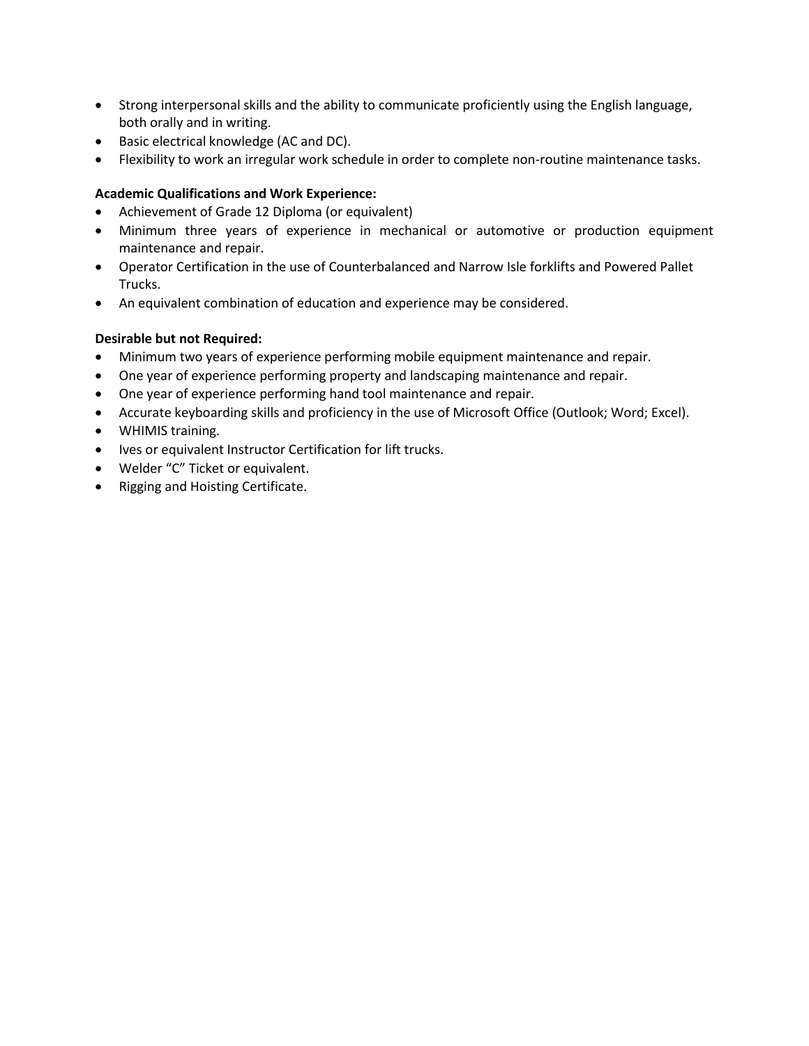- Strong interpersonal skills and the ability to communicate proficiently using the English language, both orally and in writing.
- Basic electrical knowledge (AC and DC).
- Flexibility to work an irregular work schedule in order to complete non-routine maintenance tasks.

**Academic Qualifications and Work Experience:**

- Achievement of Grade 12 Diploma (or equivalent)
- Minimum three years of experience in mechanical or automotive or production equipment maintenance and repair.
- Operator Certification in the use of Counterbalanced and Narrow Isle forklifts and Powered Pallet Trucks.
- An equivalent combination of education and experience may be considered.

**Desirable but not Required:**

- Minimum two years of experience performing mobile equipment maintenance and repair.
- One year of experience performing property and landscaping maintenance and repair.
- One year of experience performing hand tool maintenance and repair.
- Accurate keyboarding skills and proficiency in the use of Microsoft Office (Outlook; Word; Excel).
- WHIMIS training.
- Ives or equivalent Instructor Certification for lift trucks.
- Welder "C" Ticket or equivalent.
- Rigging and Hoisting Certificate.